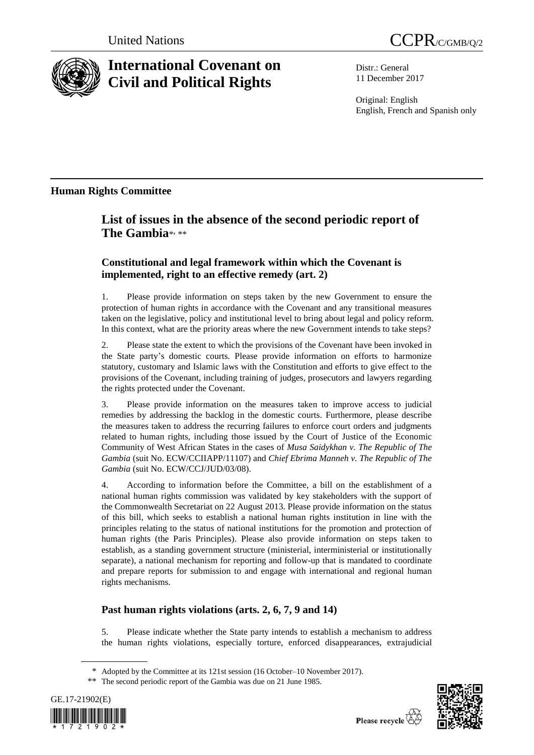United Nations CCPR/C/GMB/Q/2

# International Covenant on Civil and Political Rights

Distr.: General
11 December 2017

Original: English
English, French and Spanish only

## Human Rights Committee

# List of issues in the absence of the second periodic report of The Gambia[*, **]

### Constitutional and legal framework within which the Covenant is implemented, right to an effective remedy (art. 2)

1. Please provide information on steps taken by the new Government to ensure the protection of human rights in accordance with the Covenant and any transitional measures taken on the legislative, policy and institutional level to bring about legal and policy reform. In this context, what are the priority areas where the new Government intends to take steps?

2. Please state the extent to which the provisions of the Covenant have been invoked in the State party's domestic courts. Please provide information on efforts to harmonize statutory, customary and Islamic laws with the Constitution and efforts to give effect to the provisions of the Covenant, including training of judges, prosecutors and lawyers regarding the rights protected under the Covenant.

3. Please provide information on the measures taken to improve access to judicial remedies by addressing the backlog in the domestic courts. Furthermore, please describe the measures taken to address the recurring failures to enforce court orders and judgments related to human rights, including those issued by the Court of Justice of the Economic Community of West African States in the cases of *Musa Saidykhan v. The Republic of The Gambia* (suit No. ECW/CCIIAPP/11107) and *Chief Ebrima Manneh v. The Republic of The Gambia* (suit No. ECW/CCJ/JUD/03/08).

4. According to information before the Committee, a bill on the establishment of a national human rights commission was validated by key stakeholders with the support of the Commonwealth Secretariat on 22 August 2013. Please provide information on the status of this bill, which seeks to establish a national human rights institution in line with the principles relating to the status of national institutions for the promotion and protection of human rights (the Paris Principles). Please also provide information on steps taken to establish, as a standing government structure (ministerial, interministerial or institutionally separate), a national mechanism for reporting and follow-up that is mandated to coordinate and prepare reports for submission to and engage with international and regional human rights mechanisms.

### Past human rights violations (arts. 2, 6, 7, 9 and 14)

5. Please indicate whether the State party intends to establish a mechanism to address the human rights violations, especially torture, enforced disappearances, extrajudicial

\* Adopted by the Committee at its 121st session (16 October–10 November 2017).

\*\* The second periodic report of the Gambia was due on 21 June 1985.

GE.17-21902(E)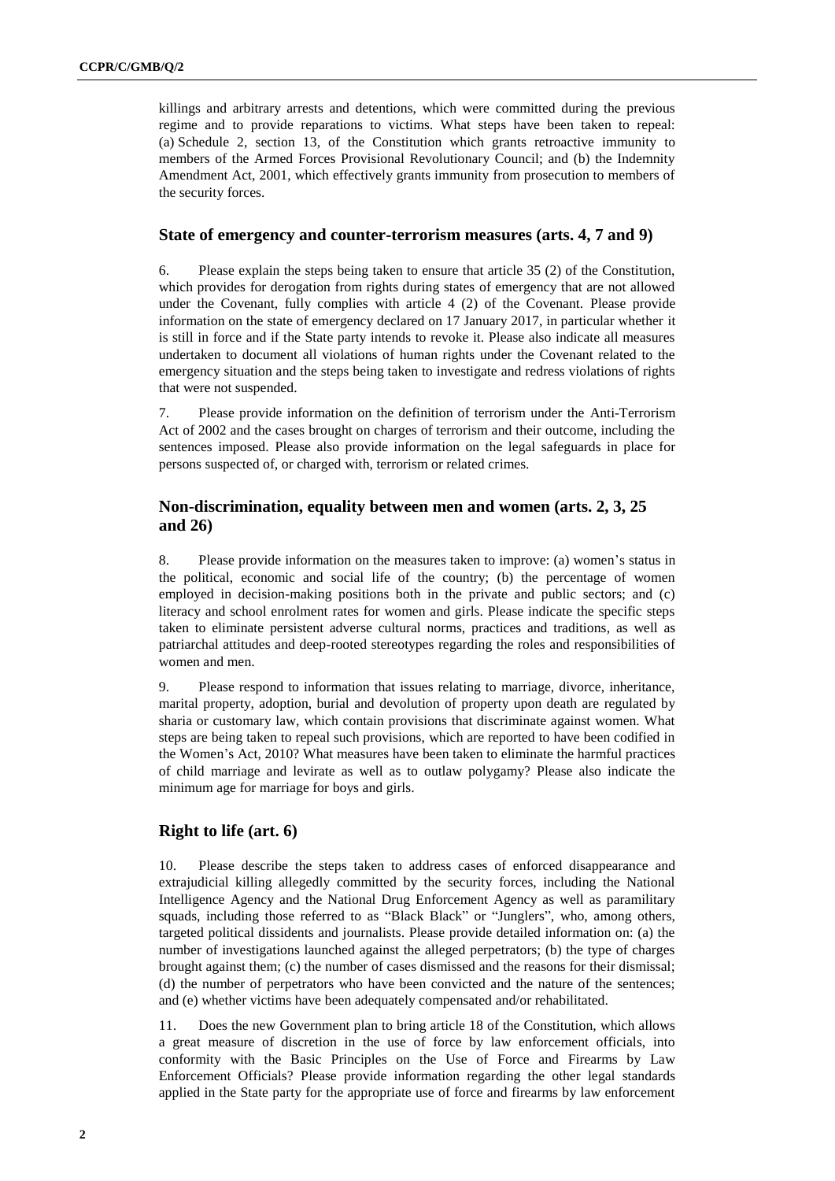killings and arbitrary arrests and detentions, which were committed during the previous regime and to provide reparations to victims. What steps have been taken to repeal: (a) Schedule 2, section 13, of the Constitution which grants retroactive immunity to members of the Armed Forces Provisional Revolutionary Council; and (b) the Indemnity Amendment Act, 2001, which effectively grants immunity from prosecution to members of the security forces.

### State of emergency and counter-terrorism measures (arts. 4, 7 and 9)

6. Please explain the steps being taken to ensure that article 35 (2) of the Constitution, which provides for derogation from rights during states of emergency that are not allowed under the Covenant, fully complies with article 4 (2) of the Covenant. Please provide information on the state of emergency declared on 17 January 2017, in particular whether it is still in force and if the State party intends to revoke it. Please also indicate all measures undertaken to document all violations of human rights under the Covenant related to the emergency situation and the steps being taken to investigate and redress violations of rights that were not suspended.

7. Please provide information on the definition of terrorism under the Anti-Terrorism Act of 2002 and the cases brought on charges of terrorism and their outcome, including the sentences imposed. Please also provide information on the legal safeguards in place for persons suspected of, or charged with, terrorism or related crimes.

### Non-discrimination, equality between men and women (arts. 2, 3, 25 and 26)

8. Please provide information on the measures taken to improve: (a) women's status in the political, economic and social life of the country; (b) the percentage of women employed in decision-making positions both in the private and public sectors; and (c) literacy and school enrolment rates for women and girls. Please indicate the specific steps taken to eliminate persistent adverse cultural norms, practices and traditions, as well as patriarchal attitudes and deep-rooted stereotypes regarding the roles and responsibilities of women and men.

9. Please respond to information that issues relating to marriage, divorce, inheritance, marital property, adoption, burial and devolution of property upon death are regulated by sharia or customary law, which contain provisions that discriminate against women. What steps are being taken to repeal such provisions, which are reported to have been codified in the Women's Act, 2010? What measures have been taken to eliminate the harmful practices of child marriage and levirate as well as to outlaw polygamy? Please also indicate the minimum age for marriage for boys and girls.

### Right to life (art. 6)

10. Please describe the steps taken to address cases of enforced disappearance and extrajudicial killing allegedly committed by the security forces, including the National Intelligence Agency and the National Drug Enforcement Agency as well as paramilitary squads, including those referred to as "Black Black" or "Junglers", who, among others, targeted political dissidents and journalists. Please provide detailed information on: (a) the number of investigations launched against the alleged perpetrators; (b) the type of charges brought against them; (c) the number of cases dismissed and the reasons for their dismissal; (d) the number of perpetrators who have been convicted and the nature of the sentences; and (e) whether victims have been adequately compensated and/or rehabilitated.

11. Does the new Government plan to bring article 18 of the Constitution, which allows a great measure of discretion in the use of force by law enforcement officials, into conformity with the Basic Principles on the Use of Force and Firearms by Law Enforcement Officials? Please provide information regarding the other legal standards applied in the State party for the appropriate use of force and firearms by law enforcement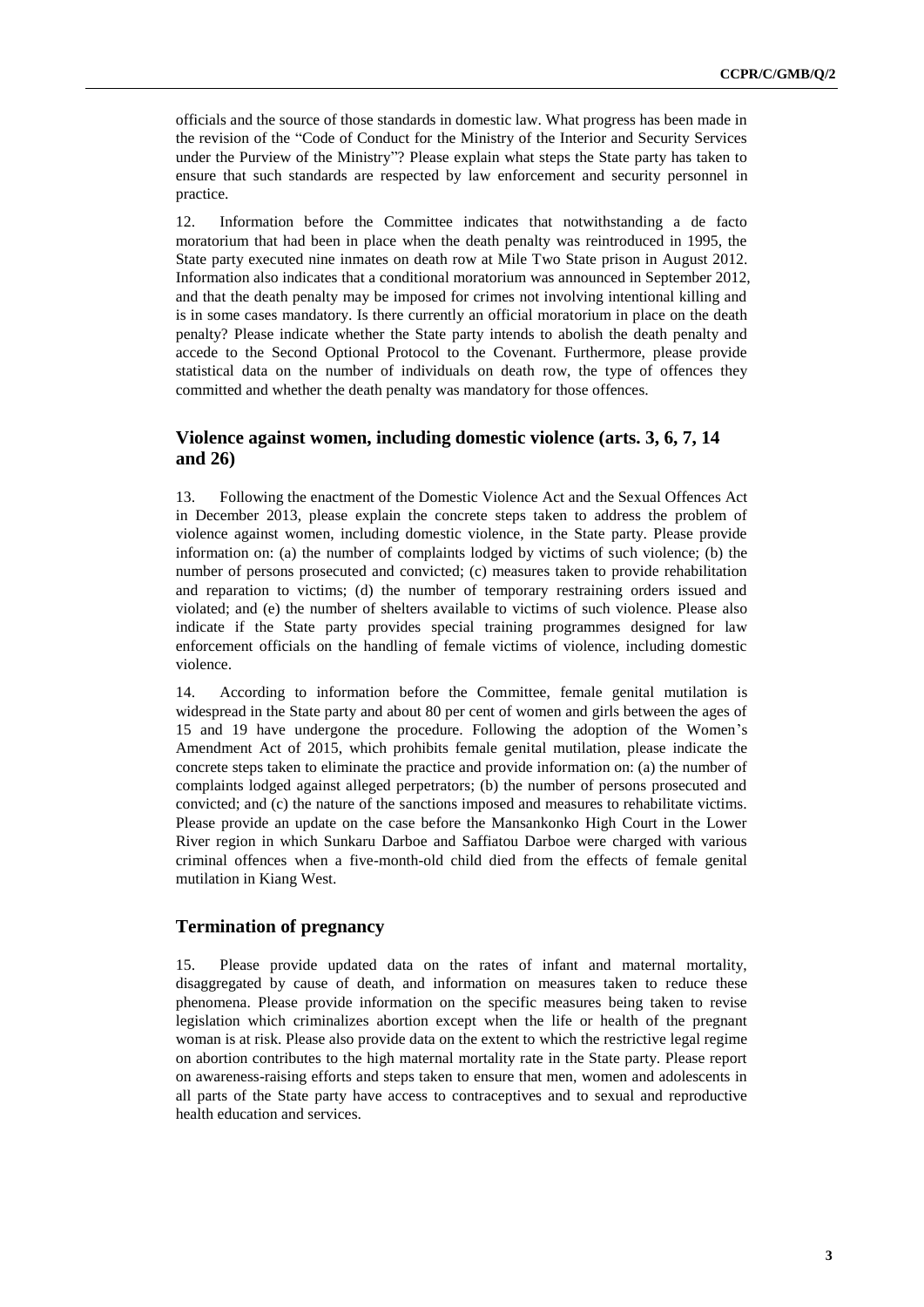officials and the source of those standards in domestic law. What progress has been made in the revision of the "Code of Conduct for the Ministry of the Interior and Security Services under the Purview of the Ministry"? Please explain what steps the State party has taken to ensure that such standards are respected by law enforcement and security personnel in practice.

12. Information before the Committee indicates that notwithstanding a de facto moratorium that had been in place when the death penalty was reintroduced in 1995, the State party executed nine inmates on death row at Mile Two State prison in August 2012. Information also indicates that a conditional moratorium was announced in September 2012, and that the death penalty may be imposed for crimes not involving intentional killing and is in some cases mandatory. Is there currently an official moratorium in place on the death penalty? Please indicate whether the State party intends to abolish the death penalty and accede to the Second Optional Protocol to the Covenant. Furthermore, please provide statistical data on the number of individuals on death row, the type of offences they committed and whether the death penalty was mandatory for those offences.

## Violence against women, including domestic violence (arts. 3, 6, 7, 14 and 26)

13. Following the enactment of the Domestic Violence Act and the Sexual Offences Act in December 2013, please explain the concrete steps taken to address the problem of violence against women, including domestic violence, in the State party. Please provide information on: (a) the number of complaints lodged by victims of such violence; (b) the number of persons prosecuted and convicted; (c) measures taken to provide rehabilitation and reparation to victims; (d) the number of temporary restraining orders issued and violated; and (e) the number of shelters available to victims of such violence. Please also indicate if the State party provides special training programmes designed for law enforcement officials on the handling of female victims of violence, including domestic violence.

14. According to information before the Committee, female genital mutilation is widespread in the State party and about 80 per cent of women and girls between the ages of 15 and 19 have undergone the procedure. Following the adoption of the Women's Amendment Act of 2015, which prohibits female genital mutilation, please indicate the concrete steps taken to eliminate the practice and provide information on: (a) the number of complaints lodged against alleged perpetrators; (b) the number of persons prosecuted and convicted; and (c) the nature of the sanctions imposed and measures to rehabilitate victims. Please provide an update on the case before the Mansankonko High Court in the Lower River region in which Sunkaru Darboe and Saffiatou Darboe were charged with various criminal offences when a five-month-old child died from the effects of female genital mutilation in Kiang West.

## Termination of pregnancy

15. Please provide updated data on the rates of infant and maternal mortality, disaggregated by cause of death, and information on measures taken to reduce these phenomena. Please provide information on the specific measures being taken to revise legislation which criminalizes abortion except when the life or health of the pregnant woman is at risk. Please also provide data on the extent to which the restrictive legal regime on abortion contributes to the high maternal mortality rate in the State party. Please report on awareness-raising efforts and steps taken to ensure that men, women and adolescents in all parts of the State party have access to contraceptives and to sexual and reproductive health education and services.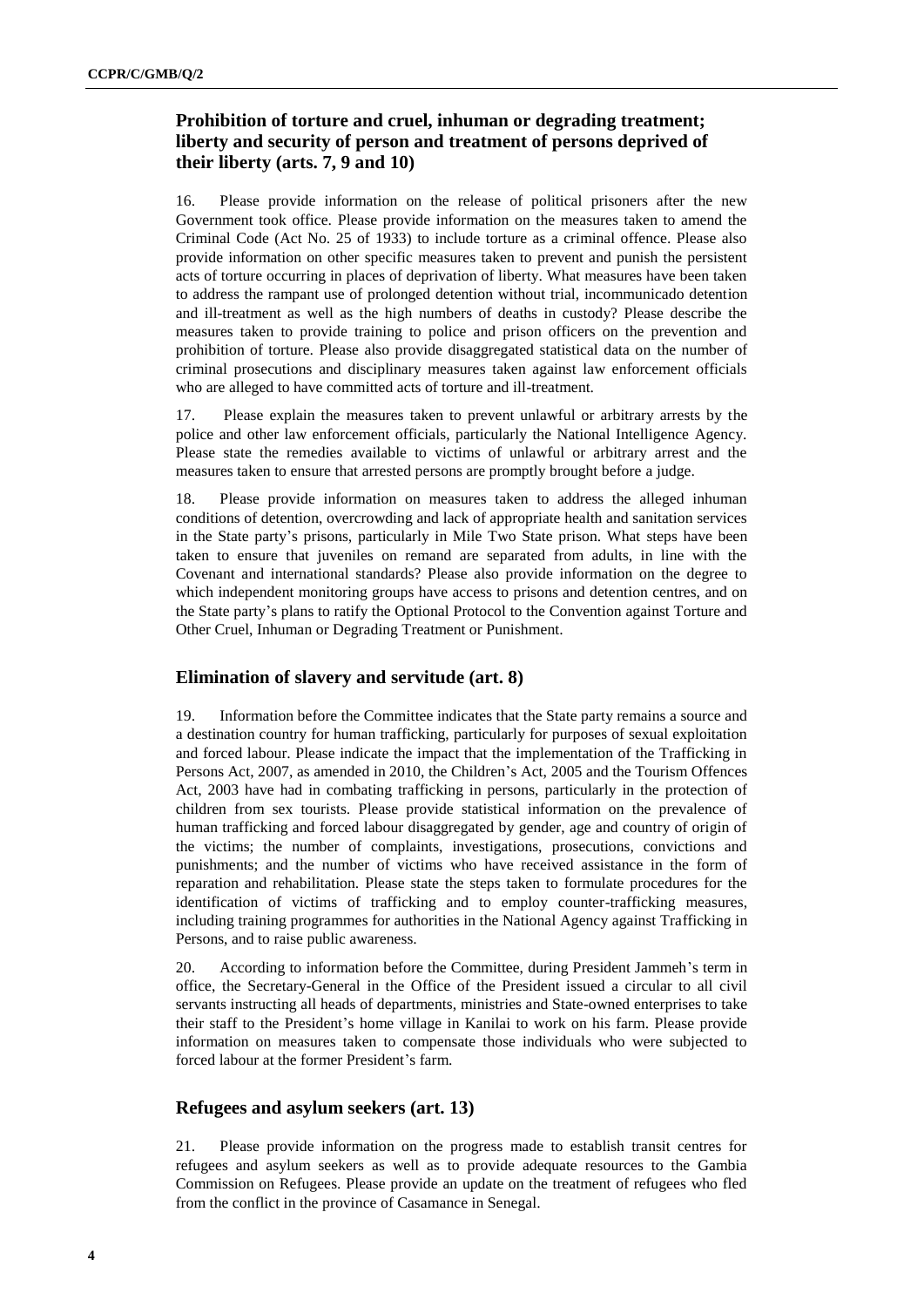## Prohibition of torture and cruel, inhuman or degrading treatment; liberty and security of person and treatment of persons deprived of their liberty (arts. 7, 9 and 10)

16. Please provide information on the release of political prisoners after the new Government took office. Please provide information on the measures taken to amend the Criminal Code (Act No. 25 of 1933) to include torture as a criminal offence. Please also provide information on other specific measures taken to prevent and punish the persistent acts of torture occurring in places of deprivation of liberty. What measures have been taken to address the rampant use of prolonged detention without trial, incommunicado detention and ill-treatment as well as the high numbers of deaths in custody? Please describe the measures taken to provide training to police and prison officers on the prevention and prohibition of torture. Please also provide disaggregated statistical data on the number of criminal prosecutions and disciplinary measures taken against law enforcement officials who are alleged to have committed acts of torture and ill-treatment.

17. Please explain the measures taken to prevent unlawful or arbitrary arrests by the police and other law enforcement officials, particularly the National Intelligence Agency. Please state the remedies available to victims of unlawful or arbitrary arrest and the measures taken to ensure that arrested persons are promptly brought before a judge.

18. Please provide information on measures taken to address the alleged inhuman conditions of detention, overcrowding and lack of appropriate health and sanitation services in the State party's prisons, particularly in Mile Two State prison. What steps have been taken to ensure that juveniles on remand are separated from adults, in line with the Covenant and international standards? Please also provide information on the degree to which independent monitoring groups have access to prisons and detention centres, and on the State party's plans to ratify the Optional Protocol to the Convention against Torture and Other Cruel, Inhuman or Degrading Treatment or Punishment.

## Elimination of slavery and servitude (art. 8)

19. Information before the Committee indicates that the State party remains a source and a destination country for human trafficking, particularly for purposes of sexual exploitation and forced labour. Please indicate the impact that the implementation of the Trafficking in Persons Act, 2007, as amended in 2010, the Children's Act, 2005 and the Tourism Offences Act, 2003 have had in combating trafficking in persons, particularly in the protection of children from sex tourists. Please provide statistical information on the prevalence of human trafficking and forced labour disaggregated by gender, age and country of origin of the victims; the number of complaints, investigations, prosecutions, convictions and punishments; and the number of victims who have received assistance in the form of reparation and rehabilitation. Please state the steps taken to formulate procedures for the identification of victims of trafficking and to employ counter-trafficking measures, including training programmes for authorities in the National Agency against Trafficking in Persons, and to raise public awareness.

20. According to information before the Committee, during President Jammeh's term in office, the Secretary-General in the Office of the President issued a circular to all civil servants instructing all heads of departments, ministries and State-owned enterprises to take their staff to the President's home village in Kanilai to work on his farm. Please provide information on measures taken to compensate those individuals who were subjected to forced labour at the former President's farm.

## Refugees and asylum seekers (art. 13)

21. Please provide information on the progress made to establish transit centres for refugees and asylum seekers as well as to provide adequate resources to the Gambia Commission on Refugees. Please provide an update on the treatment of refugees who fled from the conflict in the province of Casamance in Senegal.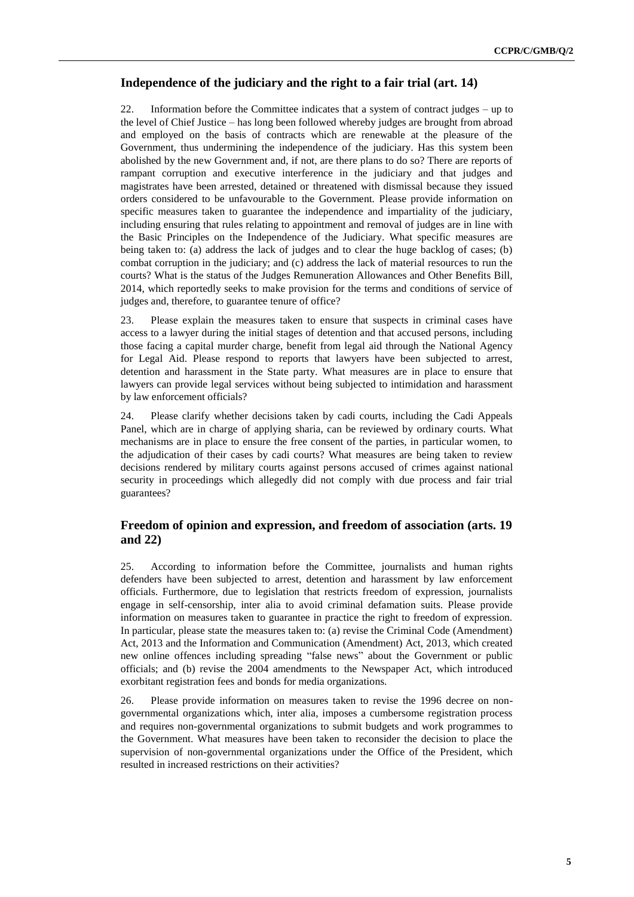## Independence of the judiciary and the right to a fair trial (art. 14)

22. Information before the Committee indicates that a system of contract judges – up to the level of Chief Justice – has long been followed whereby judges are brought from abroad and employed on the basis of contracts which are renewable at the pleasure of the Government, thus undermining the independence of the judiciary. Has this system been abolished by the new Government and, if not, are there plans to do so? There are reports of rampant corruption and executive interference in the judiciary and that judges and magistrates have been arrested, detained or threatened with dismissal because they issued orders considered to be unfavourable to the Government. Please provide information on specific measures taken to guarantee the independence and impartiality of the judiciary, including ensuring that rules relating to appointment and removal of judges are in line with the Basic Principles on the Independence of the Judiciary. What specific measures are being taken to: (a) address the lack of judges and to clear the huge backlog of cases; (b) combat corruption in the judiciary; and (c) address the lack of material resources to run the courts? What is the status of the Judges Remuneration Allowances and Other Benefits Bill, 2014, which reportedly seeks to make provision for the terms and conditions of service of judges and, therefore, to guarantee tenure of office?

23. Please explain the measures taken to ensure that suspects in criminal cases have access to a lawyer during the initial stages of detention and that accused persons, including those facing a capital murder charge, benefit from legal aid through the National Agency for Legal Aid. Please respond to reports that lawyers have been subjected to arrest, detention and harassment in the State party. What measures are in place to ensure that lawyers can provide legal services without being subjected to intimidation and harassment by law enforcement officials?

24. Please clarify whether decisions taken by cadi courts, including the Cadi Appeals Panel, which are in charge of applying sharia, can be reviewed by ordinary courts. What mechanisms are in place to ensure the free consent of the parties, in particular women, to the adjudication of their cases by cadi courts? What measures are being taken to review decisions rendered by military courts against persons accused of crimes against national security in proceedings which allegedly did not comply with due process and fair trial guarantees?

## Freedom of opinion and expression, and freedom of association (arts. 19 and 22)

25. According to information before the Committee, journalists and human rights defenders have been subjected to arrest, detention and harassment by law enforcement officials. Furthermore, due to legislation that restricts freedom of expression, journalists engage in self-censorship, inter alia to avoid criminal defamation suits. Please provide information on measures taken to guarantee in practice the right to freedom of expression. In particular, please state the measures taken to: (a) revise the Criminal Code (Amendment) Act, 2013 and the Information and Communication (Amendment) Act, 2013, which created new online offences including spreading "false news" about the Government or public officials; and (b) revise the 2004 amendments to the Newspaper Act, which introduced exorbitant registration fees and bonds for media organizations.

26. Please provide information on measures taken to revise the 1996 decree on non-governmental organizations which, inter alia, imposes a cumbersome registration process and requires non-governmental organizations to submit budgets and work programmes to the Government. What measures have been taken to reconsider the decision to place the supervision of non-governmental organizations under the Office of the President, which resulted in increased restrictions on their activities?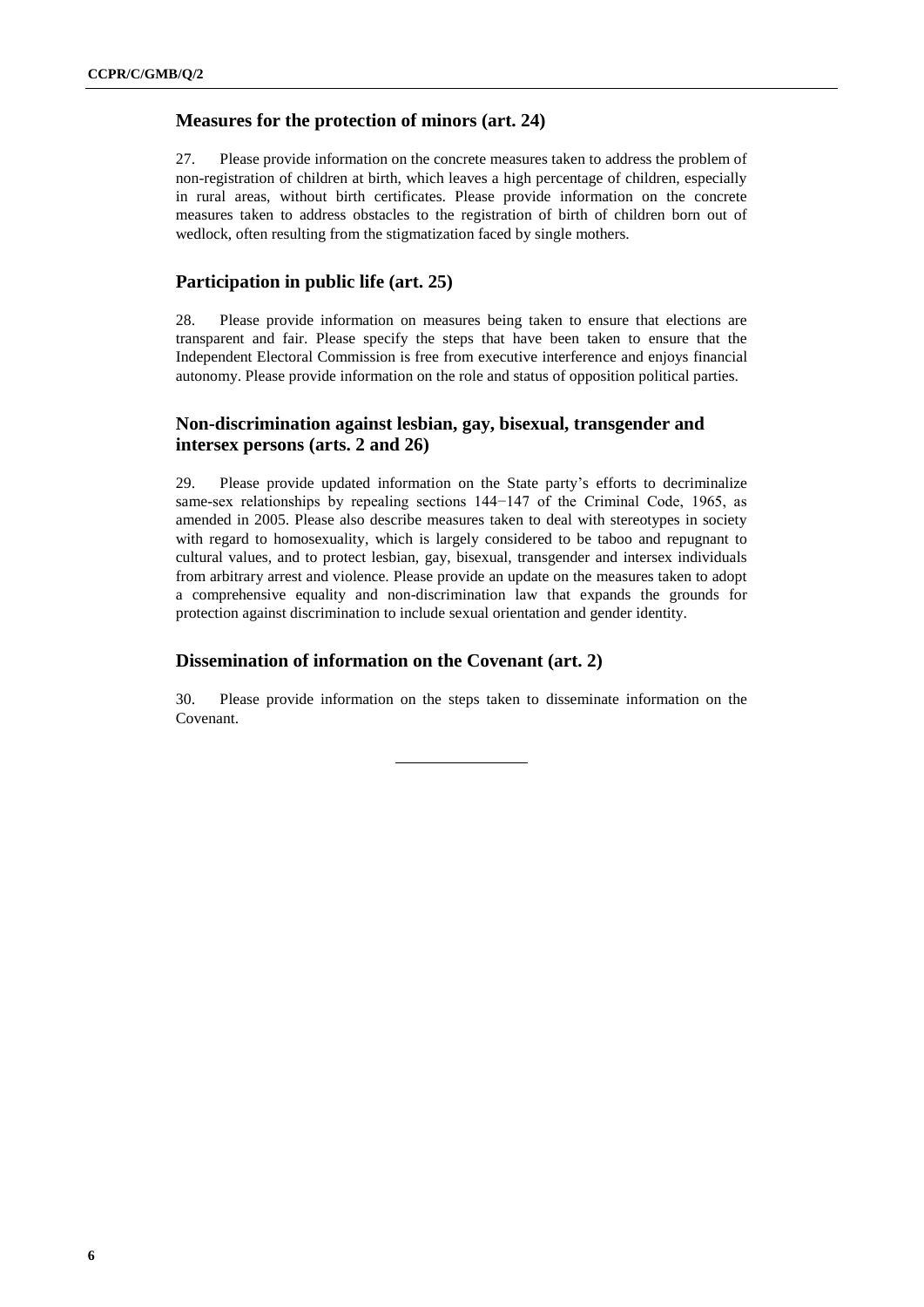### Measures for the protection of minors (art. 24)

27. Please provide information on the concrete measures taken to address the problem of non-registration of children at birth, which leaves a high percentage of children, especially in rural areas, without birth certificates. Please provide information on the concrete measures taken to address obstacles to the registration of birth of children born out of wedlock, often resulting from the stigmatization faced by single mothers.

### Participation in public life (art. 25)

28. Please provide information on measures being taken to ensure that elections are transparent and fair. Please specify the steps that have been taken to ensure that the Independent Electoral Commission is free from executive interference and enjoys financial autonomy. Please provide information on the role and status of opposition political parties.

### Non-discrimination against lesbian, gay, bisexual, transgender and intersex persons (arts. 2 and 26)

29. Please provide updated information on the State party's efforts to decriminalize same-sex relationships by repealing sections 144−147 of the Criminal Code, 1965, as amended in 2005. Please also describe measures taken to deal with stereotypes in society with regard to homosexuality, which is largely considered to be taboo and repugnant to cultural values, and to protect lesbian, gay, bisexual, transgender and intersex individuals from arbitrary arrest and violence. Please provide an update on the measures taken to adopt a comprehensive equality and non-discrimination law that expands the grounds for protection against discrimination to include sexual orientation and gender identity.

### Dissemination of information on the Covenant (art. 2)

30. Please provide information on the steps taken to disseminate information on the Covenant.